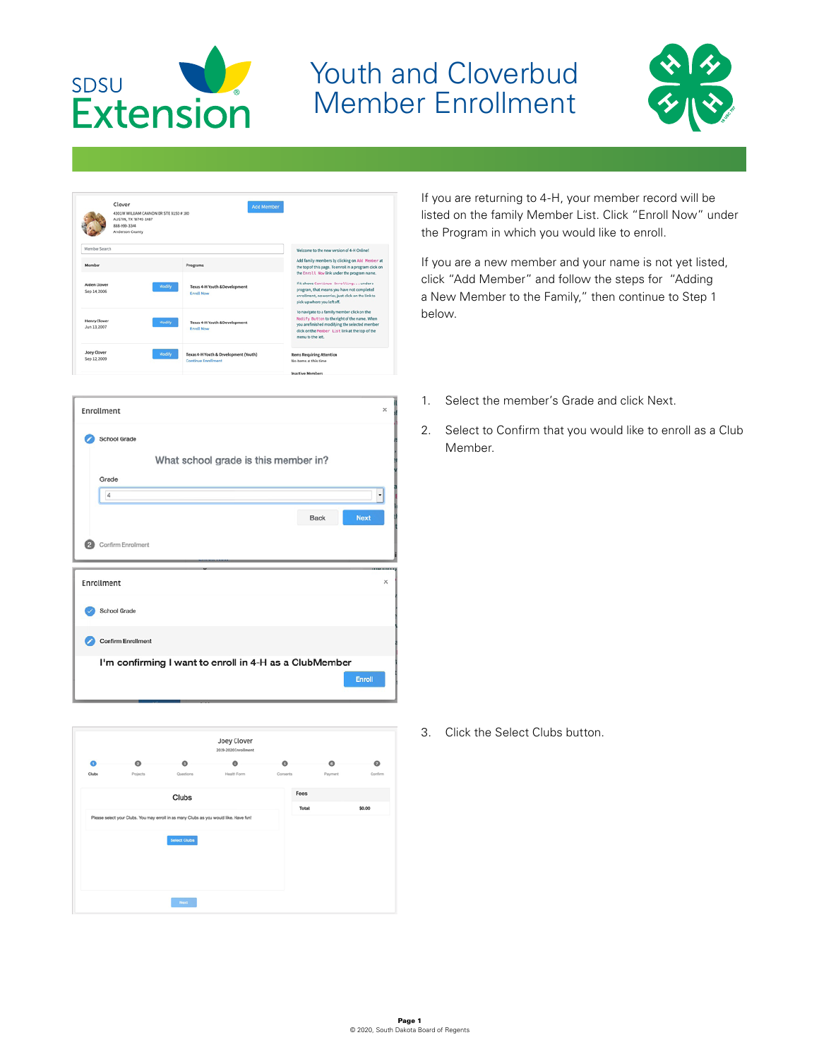# Youth and Cloverbud Member Enrollment

If you are returning to 4-H, your member record will be listed on the family Member List. Click "Enroll Now" under the Program in which you would like to enroll.

If you are a new member and your name is not yet listed, click "Add Member" and follow the steps for "Adding a New Member to the Family," then continue to Step 1 below.

1. Select the member's Grade and click Next.
2. Select to Confirm that you would like to enroll as a Club Member.
3. Click the Select Clubs button.

© 2020, South Dakota Board of Regents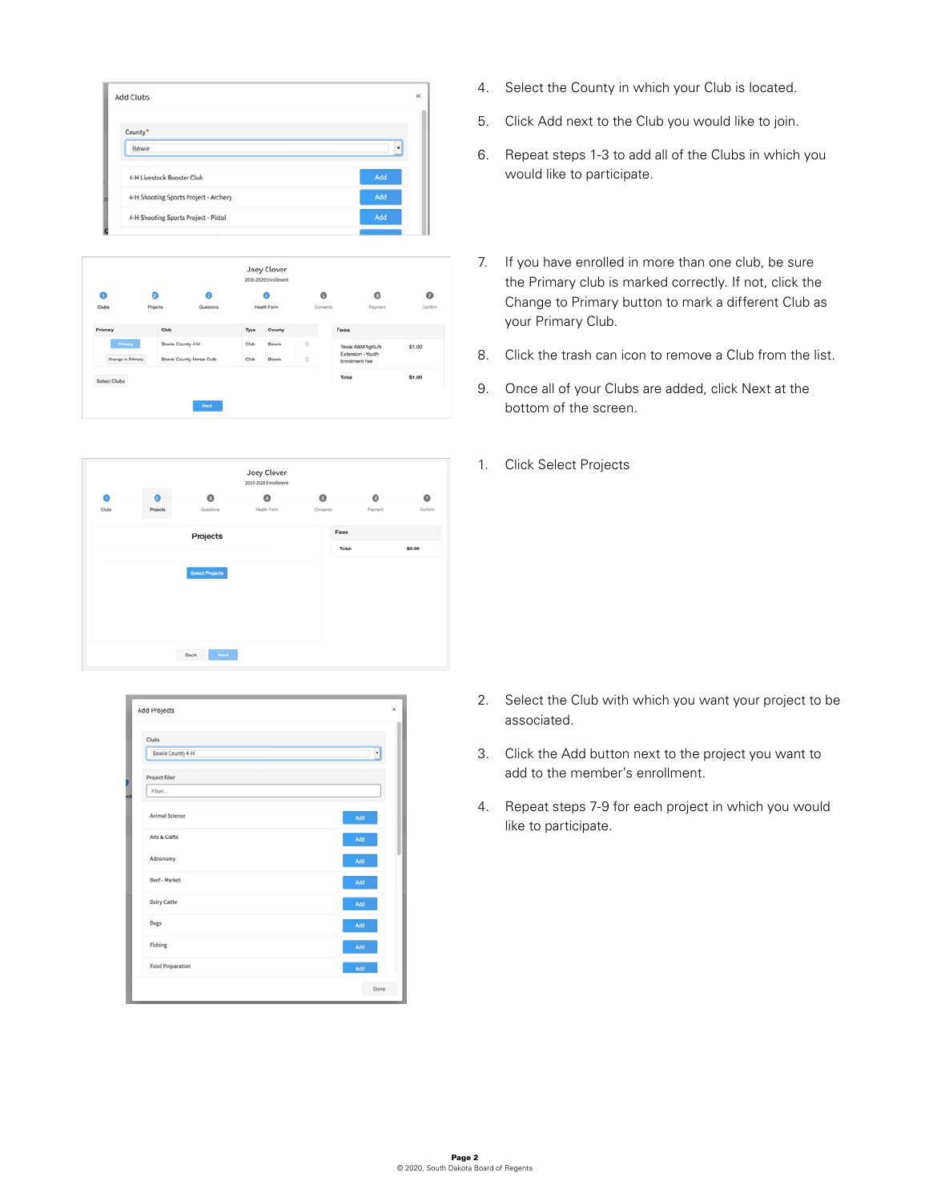4. Select the County in which your Club is located.

5. Click Add next to the Club you would like to join.

6. Repeat steps 1-3 to add all of the Clubs in which you would like to participate.

7. If you have enrolled in more than one club, be sure the Primary club is marked correctly. If not, click the Change to Primary button to mark a different Club as your Primary Club.

8. Click the trash can icon to remove a Club from the list.

9. Once all of your Clubs are added, click Next at the bottom of the screen.

1. Click Select Projects

2. Select the Club with which you want your project to be associated.

3. Click the Add button next to the project you want to add to the member's enrollment.

4. Repeat steps 7-9 for each project in which you would like to participate.

© 2020, South Dakota Board of Regents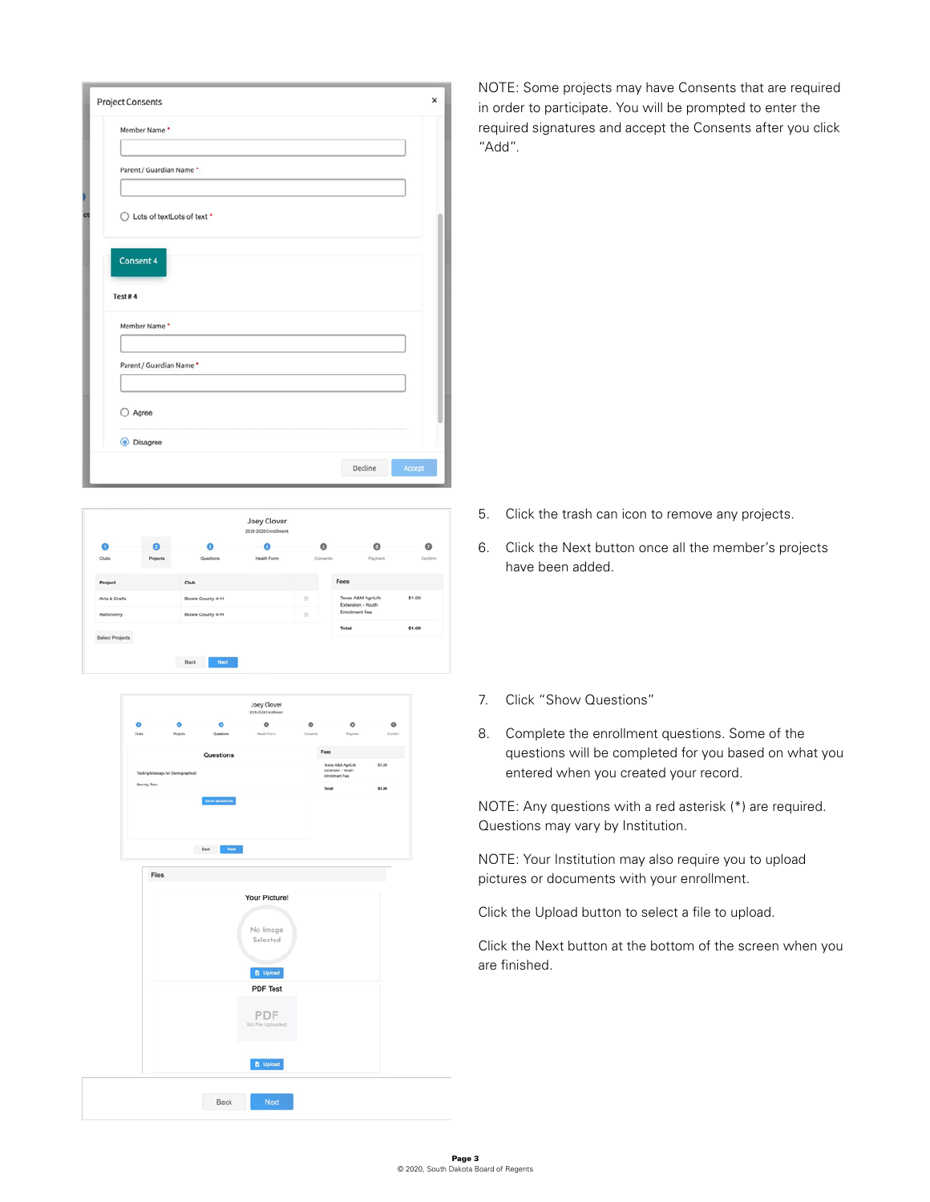NOTE: Some projects may have Consents that are required in order to participate. You will be prompted to enter the required signatures and accept the Consents after you click “Add”.

5. Click the trash can icon to remove any projects.
6. Click the Next button once all the member’s projects have been added.
7. Click “Show Questions”
8. Complete the enrollment questions. Some of the questions will be completed for you based on what you entered when you created your record.

NOTE: Any questions with a red asterisk (*) are required. Questions may vary by Institution.

NOTE: Your Institution may also require you to upload pictures or documents with your enrollment.

Click the Upload button to select a file to upload.

Click the Next button at the bottom of the screen when you are finished.

© 2020, South Dakota Board of Regents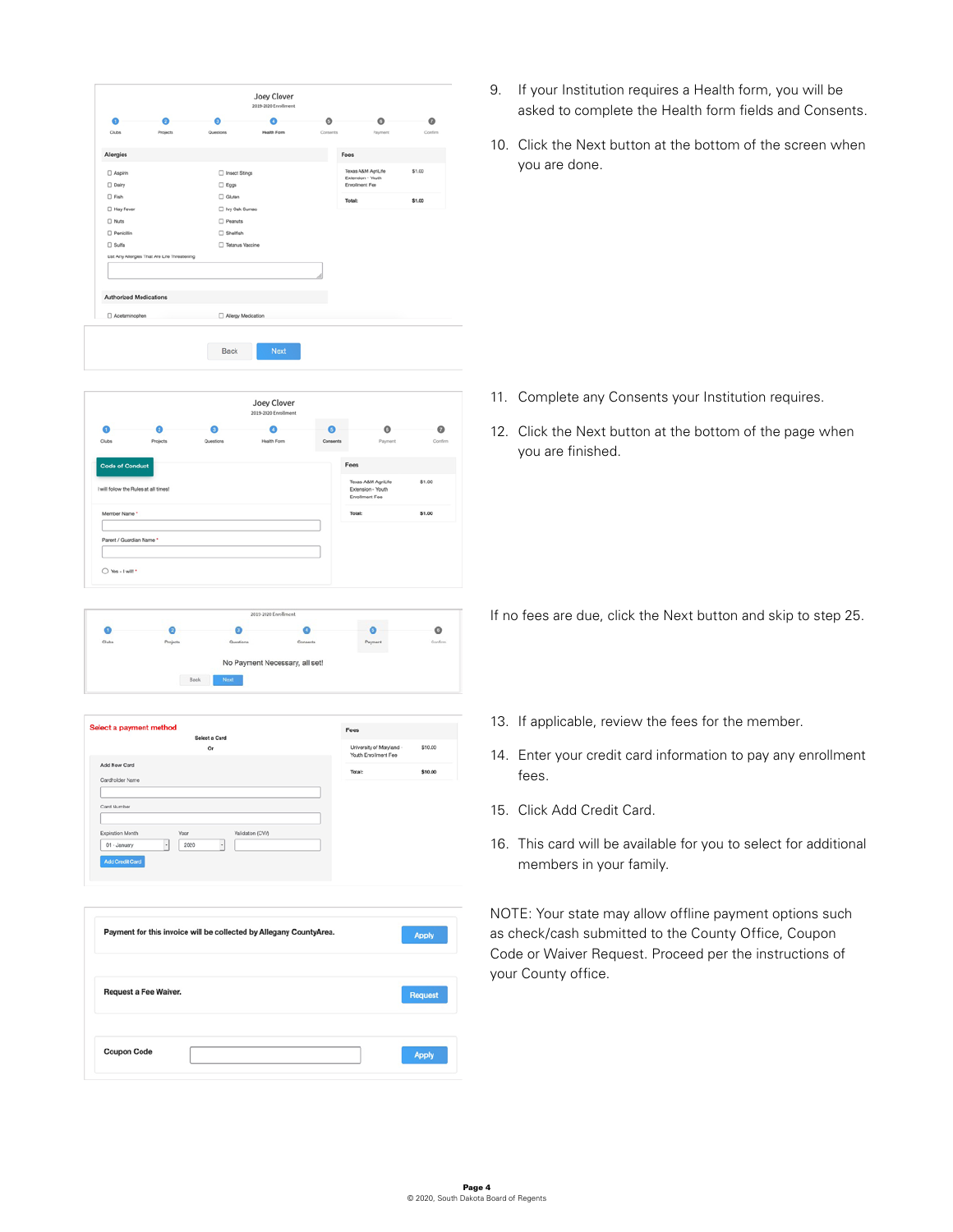9. If your Institution requires a Health form, you will be asked to complete the Health form fields and Consents.

10. Click the Next button at the bottom of the screen when you are done.

11. Complete any Consents your Institution requires.

12. Click the Next button at the bottom of the page when you are finished.

If no fees are due, click the Next button and skip to step 25.

13. If applicable, review the fees for the member.

14. Enter your credit card information to pay any enrollment fees.

15. Click Add Credit Card.

16. This card will be available for you to select for additional members in your family.

NOTE: Your state may allow offline payment options such as check/cash submitted to the County Office, Coupon Code or Waiver Request. Proceed per the instructions of your County office.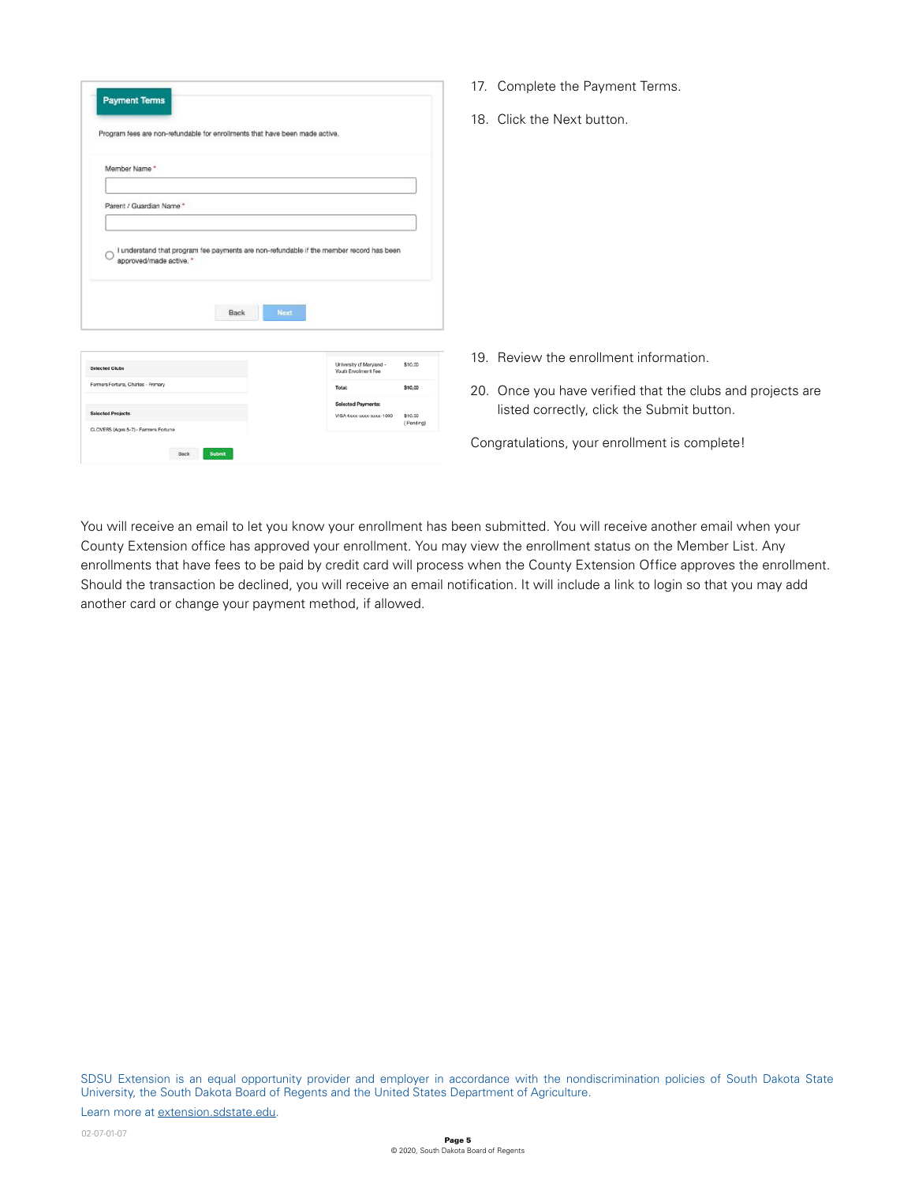17. Complete the Payment Terms.
18. Click the Next button.

**Payment Terms**

Program fees are non-refundable for enrollments that have been made active.

Member Name *

Parent / Guardian Name *

I understand that program fee payments are non-refundable if the member record has been approved/made active. *

Back Next

19. Review the enrollment information.
20. Once you have verified that the clubs and projects are listed correctly, click the Submit button.

**Selected Clubs**

Farmers Fortune, Charles - Primary

**Selected Projects**

CLOVERS (Ages 5-7) - Farmers Fortune

University of Maryland - Youth Enrollment Fee $10.00

Total: $10.00

Selected Payments:

VISA 4xxx-xxxx-xxxx-1090 $10.00 (Pending)

Back Submit

Congratulations, your enrollment is complete!

You will receive an email to let you know your enrollment has been submitted. You will receive another email when your County Extension office has approved your enrollment. You may view the enrollment status on the Member List. Any enrollments that have fees to be paid by credit card will process when the County Extension Office approves the enrollment. Should the transaction be declined, you will receive an email notification. It will include a link to login so that you may add another card or change your payment method, if allowed.

SDSU Extension is an equal opportunity provider and employer in accordance with the nondiscrimination policies of South Dakota State University, the South Dakota Board of Regents and the United States Department of Agriculture.

Learn more at extension.sdstate.edu.

02-07-01-07

© 2020, South Dakota Board of Regents